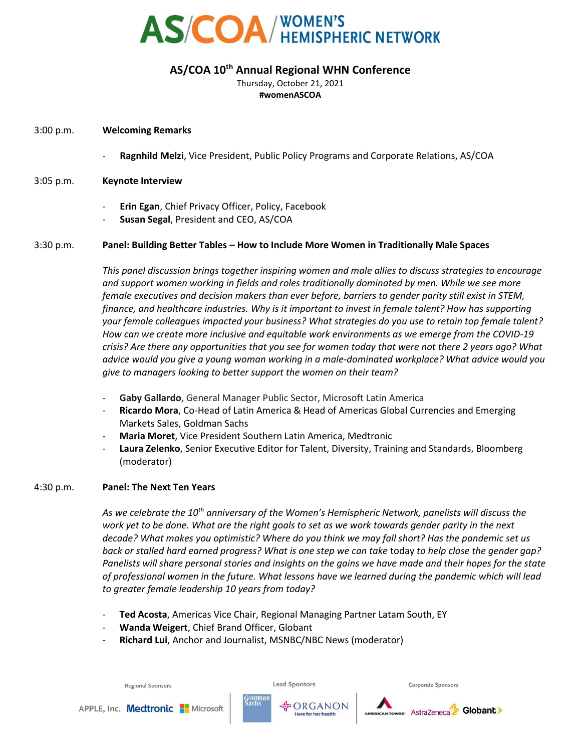# AS/COA / WOMEN'S HEMISPHERIC NETWORK

## AS/COA 10th Annual Regional WHN Conference

Thursday, October 21, 2021

**#womenASCOA**

3:00 p.m. **Welcoming Remarks**

- **Ragnhild Melzi**, Vice President, Public Policy Programs and Corporate Relations, AS/COA

3:05 p.m. **Keynote Interview**

- **Erin Egan**, Chief Privacy Officer, Policy, Facebook
- **Susan Segal**, President and CEO, AS/COA

3:30 p.m. **Panel: Building Better Tables – How to Include More Women in Traditionally Male Spaces**

*This panel discussion brings together inspiring women and male allies to discuss strategies to encourage and support women working in fields and roles traditionally dominated by men. While we see more female executives and decision makers than ever before, barriers to gender parity still exist in STEM, finance, and healthcare industries. Why is it important to invest in female talent? How has supporting your female colleagues impacted your business? What strategies do you use to retain top female talent? How can we create more inclusive and equitable work environments as we emerge from the COVID-19 crisis? Are there any opportunities that you see for women today that were not there 2 years ago? What advice would you give a young woman working in a male-dominated workplace? What advice would you give to managers looking to better support the women on their team?*

- **Gaby Gallardo**, General Manager Public Sector, Microsoft Latin America
- **Ricardo Mora**, Co-Head of Latin America & Head of Americas Global Currencies and Emerging Markets Sales, Goldman Sachs
- **Maria Moret**, Vice President Southern Latin America, Medtronic
- **Laura Zelenko**, Senior Executive Editor for Talent, Diversity, Training and Standards, Bloomberg (moderator)

4:30 p.m. **Panel: The Next Ten Years**

*As we celebrate the 10th anniversary of the Women's Hemispheric Network, panelists will discuss the work yet to be done. What are the right goals to set as we work towards gender parity in the next decade? What makes you optimistic? Where do you think we may fall short? Has the pandemic set us back or stalled hard earned progress? What is one step we can take* today *to help close the gender gap? Panelists will share personal stories and insights on the gains we have made and their hopes for the state of professional women in the future. What lessons have we learned during the pandemic which will lead to greater female leadership 10 years from today?*

- **Ted Acosta**, Americas Vice Chair, Regional Managing Partner Latam South, EY
- **Wanda Weigert**, Chief Brand Officer, Globant
- **Richard Lui**, Anchor and Journalist, MSNBC/NBC News (moderator)

Regional Sponsors: APPLE, Inc. · Medtronic · Microsoft

Lead Sponsors: Goldman Sachs · ORGANON Here for her health

Corporate Sponsors: American Tower · AstraZeneca · Globant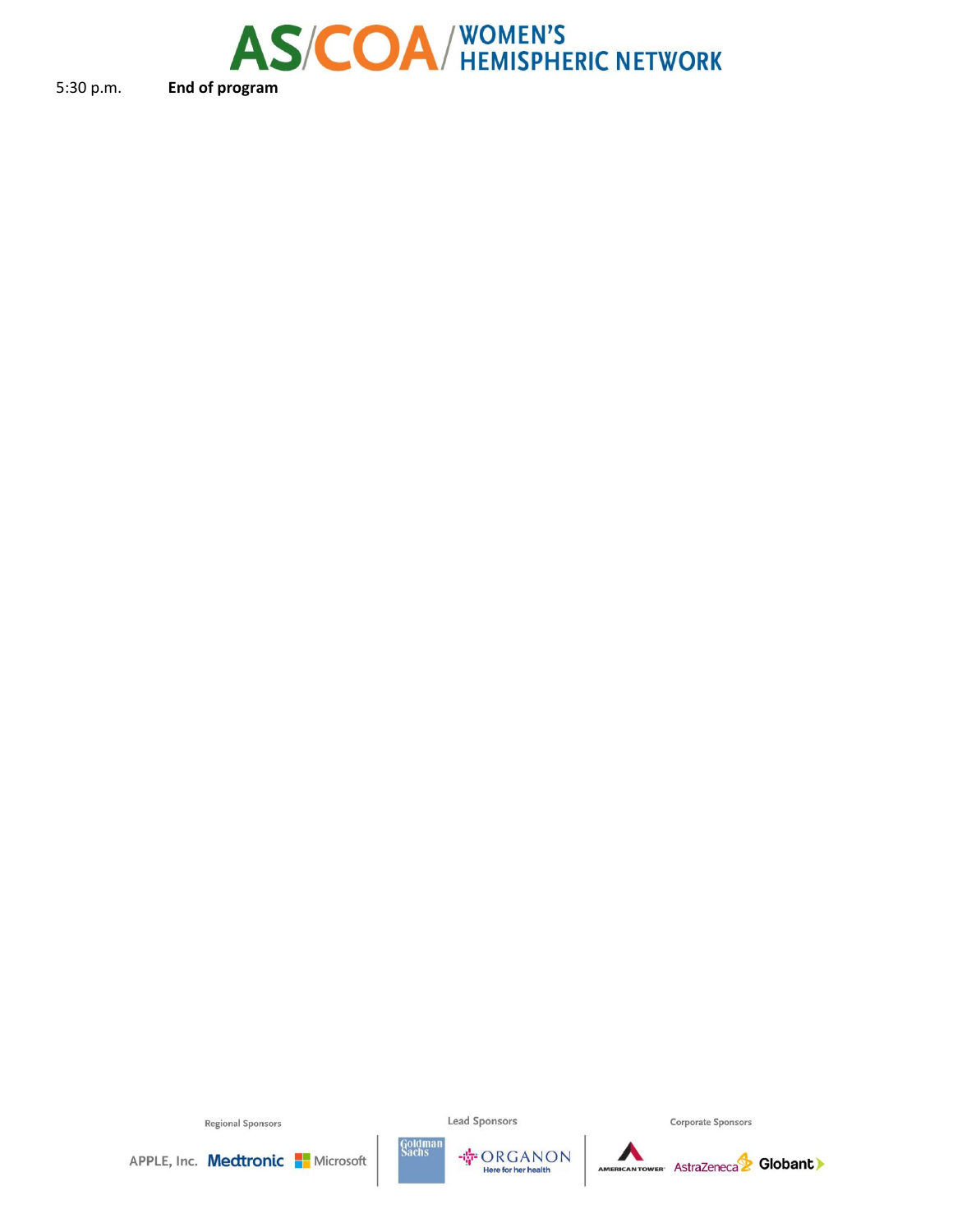5:30 p.m. **End of program**

Regional Sponsors

APPLE, Inc. Medtronic Microsoft

Lead Sponsors

Goldman Sachs ORGANON Here for her health

Corporate Sponsors

AMERICAN TOWER AstraZeneca Globant